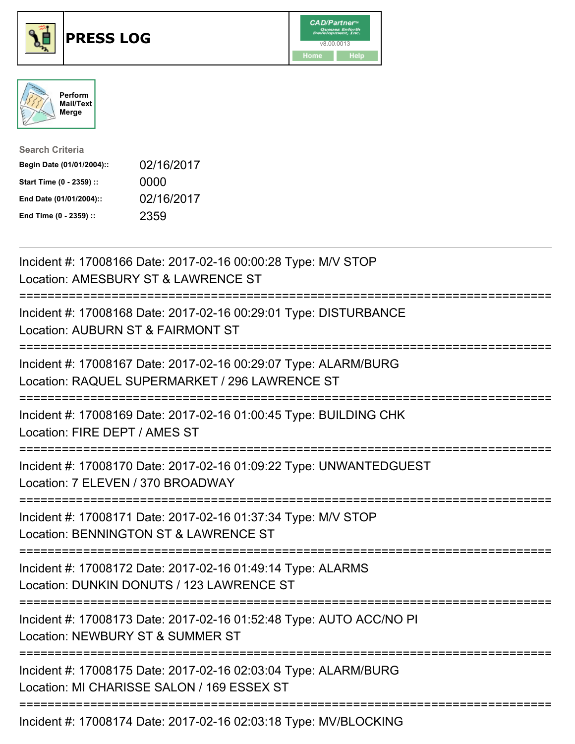# PRESS LOG

CAD/Partner™ v8.00.0013

Home Help

Perform Mail/Text Merge

**Search Criteria**

**Begin Date (01/01/2004)::** 02/16/2017

**Start Time (0 - 2359) ::** 0000

**End Date (01/01/2004)::** 02/16/2017

**End Time (0 - 2359) ::** 2359

---

Incident #: 17008166 Date: 2017-02-16 00:00:28 Type: M/V STOP
Location: AMESBURY ST & LAWRENCE ST

===========================================================================

Incident #: 17008168 Date: 2017-02-16 00:29:01 Type: DISTURBANCE
Location: AUBURN ST & FAIRMONT ST

===========================================================================

Incident #: 17008167 Date: 2017-02-16 00:29:07 Type: ALARM/BURG
Location: RAQUEL SUPERMARKET / 296 LAWRENCE ST

===========================================================================

Incident #: 17008169 Date: 2017-02-16 01:00:45 Type: BUILDING CHK
Location: FIRE DEPT / AMES ST

===========================================================================

Incident #: 17008170 Date: 2017-02-16 01:09:22 Type: UNWANTEDGUEST
Location: 7 ELEVEN / 370 BROADWAY

===========================================================================

Incident #: 17008171 Date: 2017-02-16 01:37:34 Type: M/V STOP
Location: BENNINGTON ST & LAWRENCE ST

===========================================================================

Incident #: 17008172 Date: 2017-02-16 01:49:14 Type: ALARMS
Location: DUNKIN DONUTS / 123 LAWRENCE ST

===========================================================================

Incident #: 17008173 Date: 2017-02-16 01:52:48 Type: AUTO ACC/NO PI
Location: NEWBURY ST & SUMMER ST

===========================================================================

Incident #: 17008175 Date: 2017-02-16 02:03:04 Type: ALARM/BURG
Location: MI CHARISSE SALON / 169 ESSEX ST

===========================================================================

Incident #: 17008174 Date: 2017-02-16 02:03:18 Type: MV/BLOCKING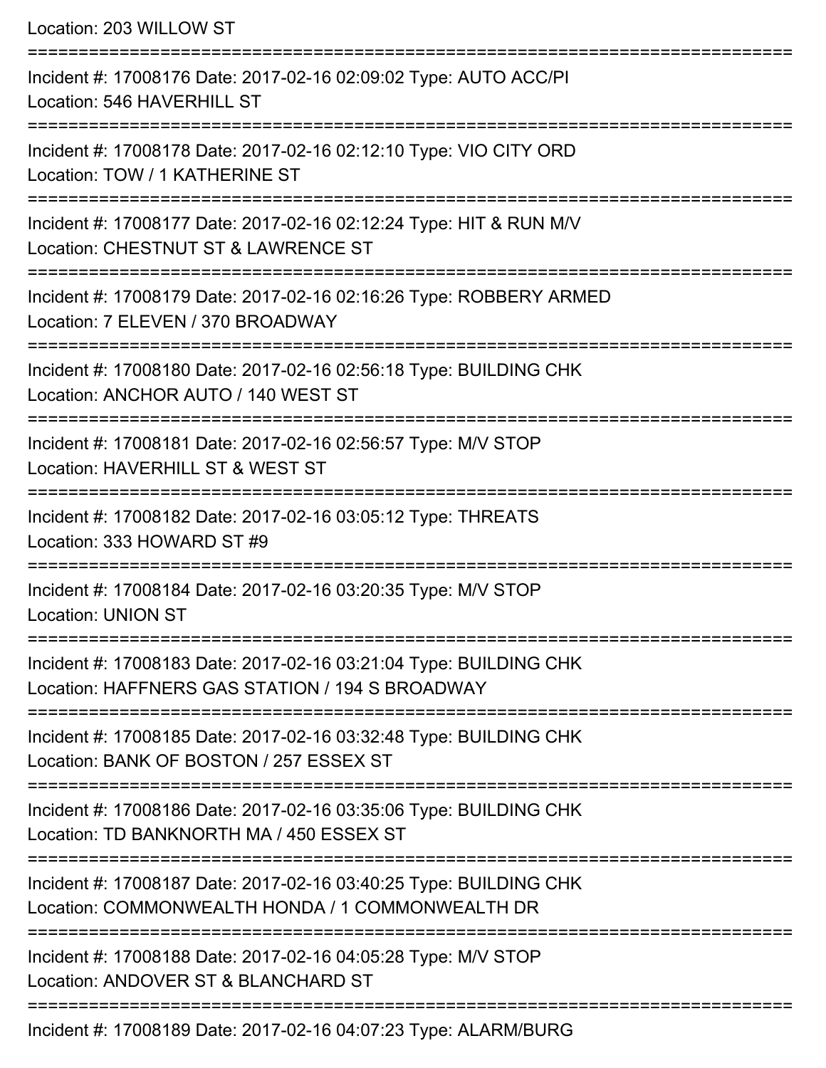Location: 203 WILLOW ST

===========================================================================

Incident #: 17008176 Date: 2017-02-16 02:09:02 Type: AUTO ACC/PI
Location: 546 HAVERHILL ST

===========================================================================

Incident #: 17008178 Date: 2017-02-16 02:12:10 Type: VIO CITY ORD
Location: TOW / 1 KATHERINE ST

===========================================================================

Incident #: 17008177 Date: 2017-02-16 02:12:24 Type: HIT & RUN M/V
Location: CHESTNUT ST & LAWRENCE ST

===========================================================================

Incident #: 17008179 Date: 2017-02-16 02:16:26 Type: ROBBERY ARMED
Location: 7 ELEVEN / 370 BROADWAY

===========================================================================

Incident #: 17008180 Date: 2017-02-16 02:56:18 Type: BUILDING CHK
Location: ANCHOR AUTO / 140 WEST ST

===========================================================================

Incident #: 17008181 Date: 2017-02-16 02:56:57 Type: M/V STOP
Location: HAVERHILL ST & WEST ST

===========================================================================

Incident #: 17008182 Date: 2017-02-16 03:05:12 Type: THREATS
Location: 333 HOWARD ST #9

===========================================================================

Incident #: 17008184 Date: 2017-02-16 03:20:35 Type: M/V STOP
Location: UNION ST

===========================================================================

Incident #: 17008183 Date: 2017-02-16 03:21:04 Type: BUILDING CHK
Location: HAFFNERS GAS STATION / 194 S BROADWAY

===========================================================================

Incident #: 17008185 Date: 2017-02-16 03:32:48 Type: BUILDING CHK
Location: BANK OF BOSTON / 257 ESSEX ST

===========================================================================

Incident #: 17008186 Date: 2017-02-16 03:35:06 Type: BUILDING CHK
Location: TD BANKNORTH MA / 450 ESSEX ST

===========================================================================

Incident #: 17008187 Date: 2017-02-16 03:40:25 Type: BUILDING CHK
Location: COMMONWEALTH HONDA / 1 COMMONWEALTH DR

===========================================================================

Incident #: 17008188 Date: 2017-02-16 04:05:28 Type: M/V STOP
Location: ANDOVER ST & BLANCHARD ST

===========================================================================

Incident #: 17008189 Date: 2017-02-16 04:07:23 Type: ALARM/BURG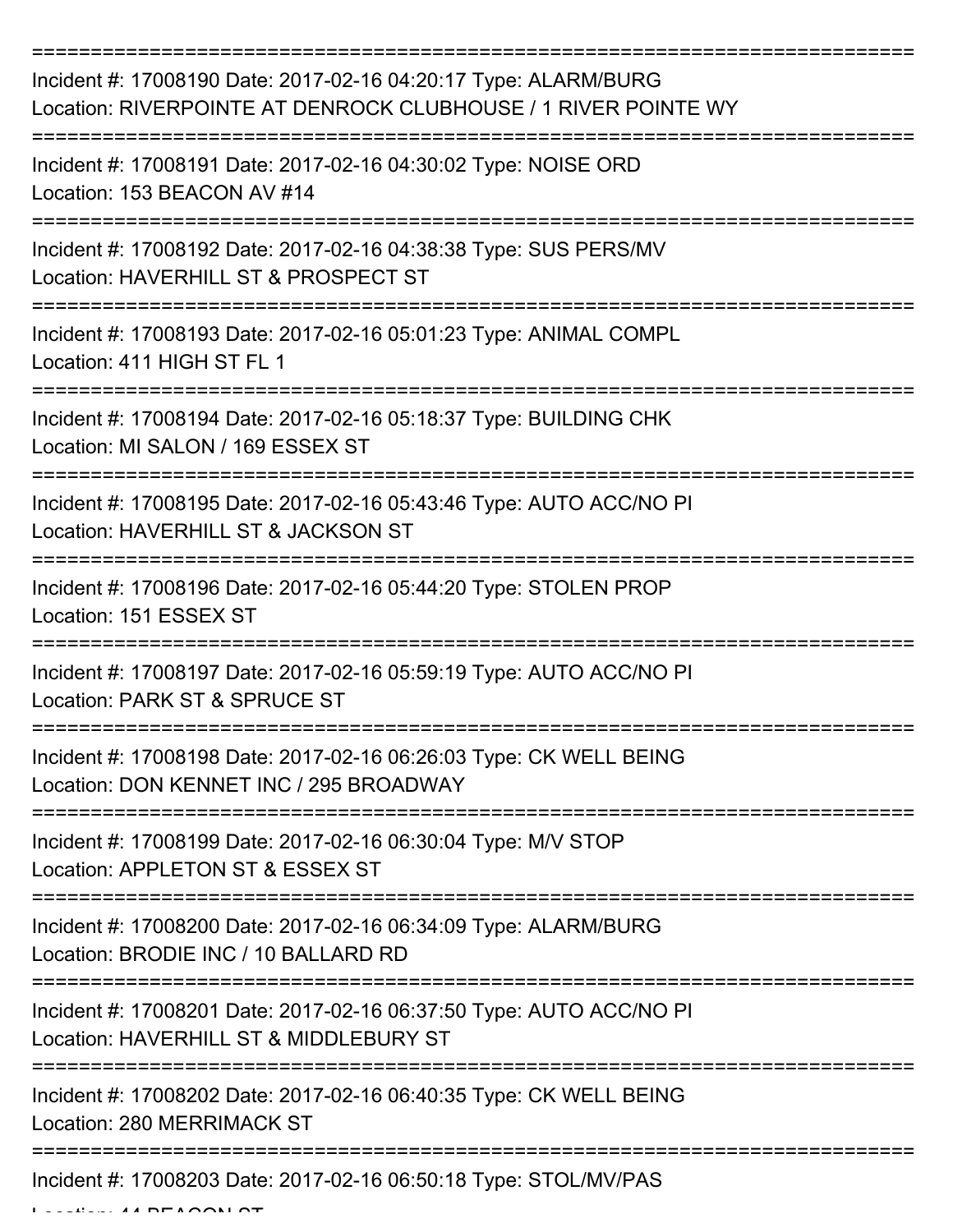===========================================================================

Incident #: 17008190 Date: 2017-02-16 04:20:17 Type: ALARM/BURG
Location: RIVERPOINTE AT DENROCK CLUBHOUSE / 1 RIVER POINTE WY

===========================================================================

Incident #: 17008191 Date: 2017-02-16 04:30:02 Type: NOISE ORD
Location: 153 BEACON AV #14

===========================================================================

Incident #: 17008192 Date: 2017-02-16 04:38:38 Type: SUS PERS/MV
Location: HAVERHILL ST & PROSPECT ST

===========================================================================

Incident #: 17008193 Date: 2017-02-16 05:01:23 Type: ANIMAL COMPL
Location: 411 HIGH ST FL 1

===========================================================================

Incident #: 17008194 Date: 2017-02-16 05:18:37 Type: BUILDING CHK
Location: MI SALON / 169 ESSEX ST

===========================================================================

Incident #: 17008195 Date: 2017-02-16 05:43:46 Type: AUTO ACC/NO PI
Location: HAVERHILL ST & JACKSON ST

===========================================================================

Incident #: 17008196 Date: 2017-02-16 05:44:20 Type: STOLEN PROP
Location: 151 ESSEX ST

===========================================================================

Incident #: 17008197 Date: 2017-02-16 05:59:19 Type: AUTO ACC/NO PI
Location: PARK ST & SPRUCE ST

===========================================================================

Incident #: 17008198 Date: 2017-02-16 06:26:03 Type: CK WELL BEING
Location: DON KENNET INC / 295 BROADWAY

===========================================================================

Incident #: 17008199 Date: 2017-02-16 06:30:04 Type: M/V STOP
Location: APPLETON ST & ESSEX ST

===========================================================================

Incident #: 17008200 Date: 2017-02-16 06:34:09 Type: ALARM/BURG
Location: BRODIE INC / 10 BALLARD RD

===========================================================================

Incident #: 17008201 Date: 2017-02-16 06:37:50 Type: AUTO ACC/NO PI
Location: HAVERHILL ST & MIDDLEBURY ST

===========================================================================

Incident #: 17008202 Date: 2017-02-16 06:40:35 Type: CK WELL BEING
Location: 280 MERRIMACK ST

===========================================================================

Incident #: 17008203 Date: 2017-02-16 06:50:18 Type: STOL/MV/PAS
Location: 44 BEACON ST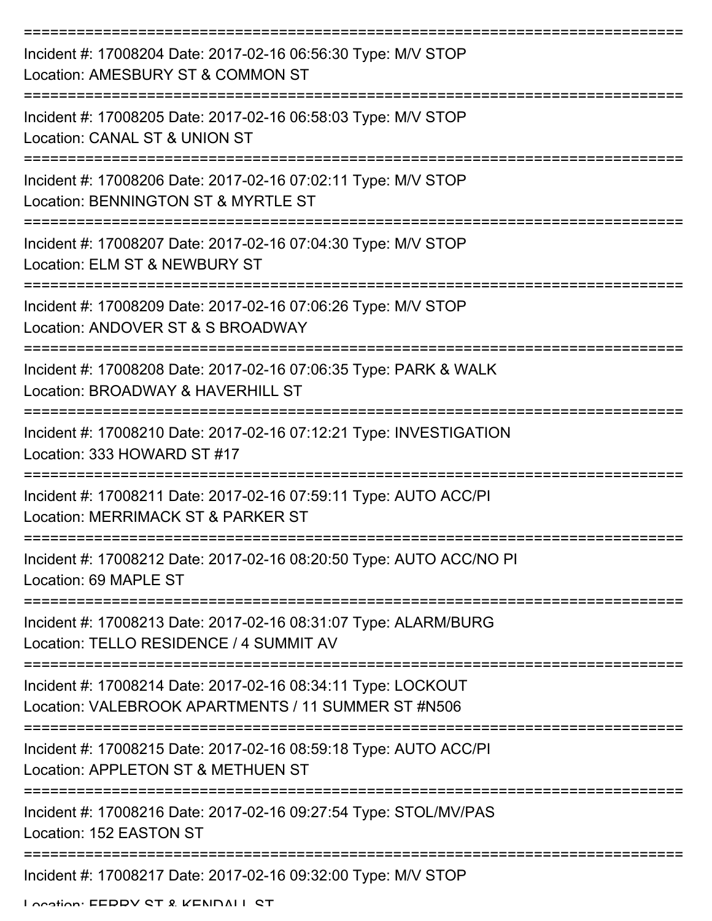===========================================================================

Incident #: 17008204 Date: 2017-02-16 06:56:30 Type: M/V STOP
Location: AMESBURY ST & COMMON ST

===========================================================================

Incident #: 17008205 Date: 2017-02-16 06:58:03 Type: M/V STOP
Location: CANAL ST & UNION ST

===========================================================================

Incident #: 17008206 Date: 2017-02-16 07:02:11 Type: M/V STOP
Location: BENNINGTON ST & MYRTLE ST

===========================================================================

Incident #: 17008207 Date: 2017-02-16 07:04:30 Type: M/V STOP
Location: ELM ST & NEWBURY ST

===========================================================================

Incident #: 17008209 Date: 2017-02-16 07:06:26 Type: M/V STOP
Location: ANDOVER ST & S BROADWAY

===========================================================================

Incident #: 17008208 Date: 2017-02-16 07:06:35 Type: PARK & WALK
Location: BROADWAY & HAVERHILL ST

===========================================================================

Incident #: 17008210 Date: 2017-02-16 07:12:21 Type: INVESTIGATION
Location: 333 HOWARD ST #17

===========================================================================

Incident #: 17008211 Date: 2017-02-16 07:59:11 Type: AUTO ACC/PI
Location: MERRIMACK ST & PARKER ST

===========================================================================

Incident #: 17008212 Date: 2017-02-16 08:20:50 Type: AUTO ACC/NO PI
Location: 69 MAPLE ST

===========================================================================

Incident #: 17008213 Date: 2017-02-16 08:31:07 Type: ALARM/BURG
Location: TELLO RESIDENCE / 4 SUMMIT AV

===========================================================================

Incident #: 17008214 Date: 2017-02-16 08:34:11 Type: LOCKOUT
Location: VALEBROOK APARTMENTS / 11 SUMMER ST #N506

===========================================================================

Incident #: 17008215 Date: 2017-02-16 08:59:18 Type: AUTO ACC/PI
Location: APPLETON ST & METHUEN ST

===========================================================================

Incident #: 17008216 Date: 2017-02-16 09:27:54 Type: STOL/MV/PAS
Location: 152 EASTON ST

===========================================================================

Incident #: 17008217 Date: 2017-02-16 09:32:00 Type: M/V STOP
Location: FERRY ST & KENDALL ST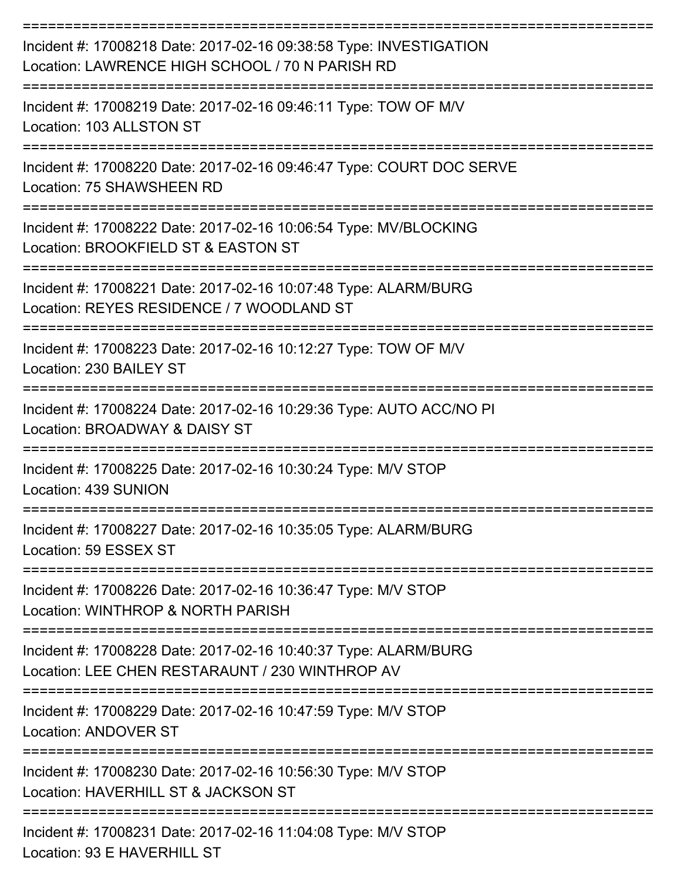===========================================================================

Incident #: 17008218 Date: 2017-02-16 09:38:58 Type: INVESTIGATION
Location: LAWRENCE HIGH SCHOOL / 70 N PARISH RD

===========================================================================

Incident #: 17008219 Date: 2017-02-16 09:46:11 Type: TOW OF M/V
Location: 103 ALLSTON ST

===========================================================================

Incident #: 17008220 Date: 2017-02-16 09:46:47 Type: COURT DOC SERVE
Location: 75 SHAWSHEEN RD

===========================================================================

Incident #: 17008222 Date: 2017-02-16 10:06:54 Type: MV/BLOCKING
Location: BROOKFIELD ST & EASTON ST

===========================================================================

Incident #: 17008221 Date: 2017-02-16 10:07:48 Type: ALARM/BURG
Location: REYES RESIDENCE / 7 WOODLAND ST

===========================================================================

Incident #: 17008223 Date: 2017-02-16 10:12:27 Type: TOW OF M/V
Location: 230 BAILEY ST

===========================================================================

Incident #: 17008224 Date: 2017-02-16 10:29:36 Type: AUTO ACC/NO PI
Location: BROADWAY & DAISY ST

===========================================================================

Incident #: 17008225 Date: 2017-02-16 10:30:24 Type: M/V STOP
Location: 439 SUNION

===========================================================================

Incident #: 17008227 Date: 2017-02-16 10:35:05 Type: ALARM/BURG
Location: 59 ESSEX ST

===========================================================================

Incident #: 17008226 Date: 2017-02-16 10:36:47 Type: M/V STOP
Location: WINTHROP & NORTH PARISH

===========================================================================

Incident #: 17008228 Date: 2017-02-16 10:40:37 Type: ALARM/BURG
Location: LEE CHEN RESTARAUNT / 230 WINTHROP AV

===========================================================================

Incident #: 17008229 Date: 2017-02-16 10:47:59 Type: M/V STOP
Location: ANDOVER ST

===========================================================================

Incident #: 17008230 Date: 2017-02-16 10:56:30 Type: M/V STOP
Location: HAVERHILL ST & JACKSON ST

===========================================================================

Incident #: 17008231 Date: 2017-02-16 11:04:08 Type: M/V STOP
Location: 93 E HAVERHILL ST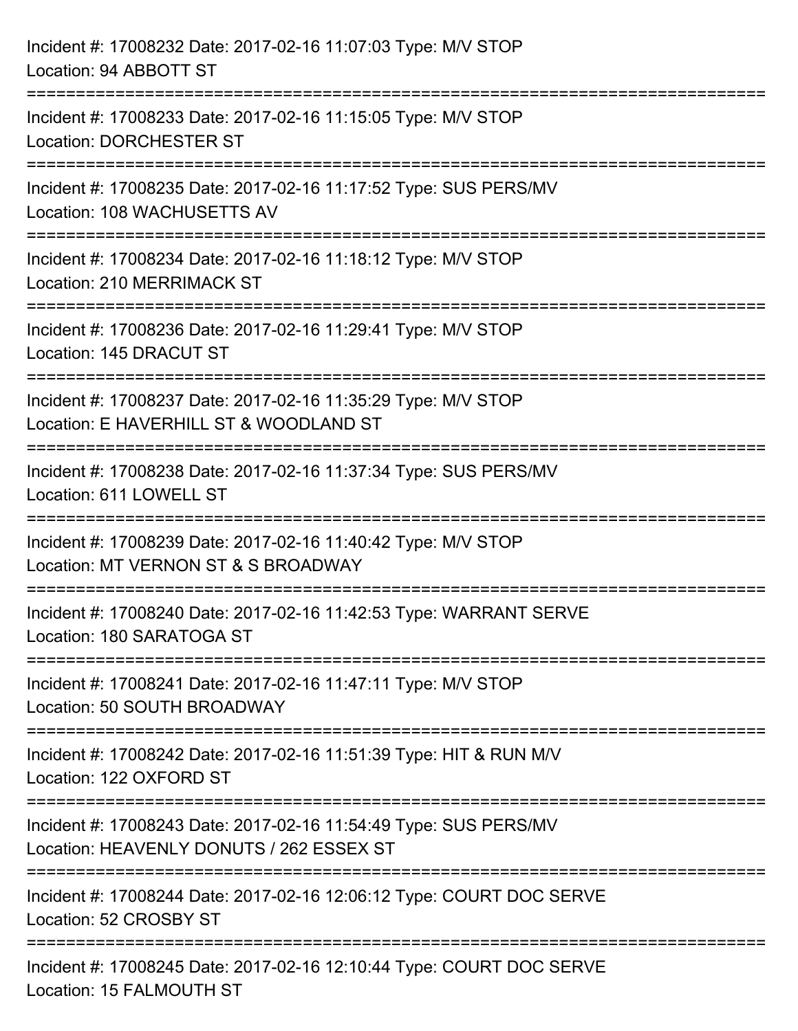Incident #: 17008232 Date: 2017-02-16 11:07:03 Type: M/V STOP
Location: 94 ABBOTT ST

===========================================================================

Incident #: 17008233 Date: 2017-02-16 11:15:05 Type: M/V STOP
Location: DORCHESTER ST

===========================================================================

Incident #: 17008235 Date: 2017-02-16 11:17:52 Type: SUS PERS/MV
Location: 108 WACHUSETTS AV

===========================================================================

Incident #: 17008234 Date: 2017-02-16 11:18:12 Type: M/V STOP
Location: 210 MERRIMACK ST

===========================================================================

Incident #: 17008236 Date: 2017-02-16 11:29:41 Type: M/V STOP
Location: 145 DRACUT ST

===========================================================================

Incident #: 17008237 Date: 2017-02-16 11:35:29 Type: M/V STOP
Location: E HAVERHILL ST & WOODLAND ST

===========================================================================

Incident #: 17008238 Date: 2017-02-16 11:37:34 Type: SUS PERS/MV
Location: 611 LOWELL ST

===========================================================================

Incident #: 17008239 Date: 2017-02-16 11:40:42 Type: M/V STOP
Location: MT VERNON ST & S BROADWAY

===========================================================================

Incident #: 17008240 Date: 2017-02-16 11:42:53 Type: WARRANT SERVE
Location: 180 SARATOGA ST

===========================================================================

Incident #: 17008241 Date: 2017-02-16 11:47:11 Type: M/V STOP
Location: 50 SOUTH BROADWAY

===========================================================================

Incident #: 17008242 Date: 2017-02-16 11:51:39 Type: HIT & RUN M/V
Location: 122 OXFORD ST

===========================================================================

Incident #: 17008243 Date: 2017-02-16 11:54:49 Type: SUS PERS/MV
Location: HEAVENLY DONUTS / 262 ESSEX ST

===========================================================================

Incident #: 17008244 Date: 2017-02-16 12:06:12 Type: COURT DOC SERVE
Location: 52 CROSBY ST

===========================================================================

Incident #: 17008245 Date: 2017-02-16 12:10:44 Type: COURT DOC SERVE
Location: 15 FALMOUTH ST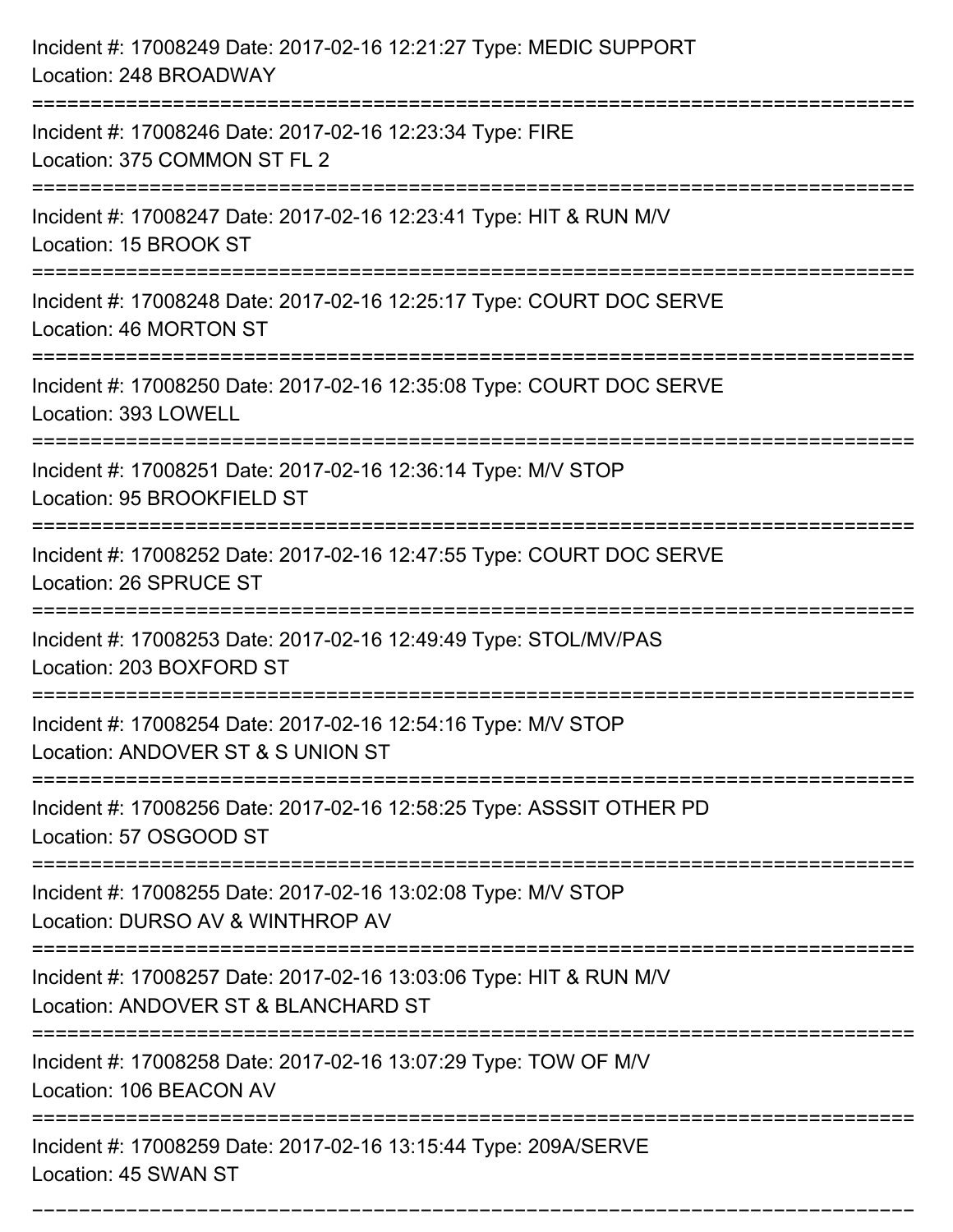Incident #: 17008249 Date: 2017-02-16 12:21:27 Type: MEDIC SUPPORT
Location: 248 BROADWAY

===========================================================================

Incident #: 17008246 Date: 2017-02-16 12:23:34 Type: FIRE
Location: 375 COMMON ST FL 2

===========================================================================

Incident #: 17008247 Date: 2017-02-16 12:23:41 Type: HIT & RUN M/V
Location: 15 BROOK ST

===========================================================================

Incident #: 17008248 Date: 2017-02-16 12:25:17 Type: COURT DOC SERVE
Location: 46 MORTON ST

===========================================================================

Incident #: 17008250 Date: 2017-02-16 12:35:08 Type: COURT DOC SERVE
Location: 393 LOWELL

===========================================================================

Incident #: 17008251 Date: 2017-02-16 12:36:14 Type: M/V STOP
Location: 95 BROOKFIELD ST

===========================================================================

Incident #: 17008252 Date: 2017-02-16 12:47:55 Type: COURT DOC SERVE
Location: 26 SPRUCE ST

===========================================================================

Incident #: 17008253 Date: 2017-02-16 12:49:49 Type: STOL/MV/PAS
Location: 203 BOXFORD ST

===========================================================================

Incident #: 17008254 Date: 2017-02-16 12:54:16 Type: M/V STOP
Location: ANDOVER ST & S UNION ST

===========================================================================

Incident #: 17008256 Date: 2017-02-16 12:58:25 Type: ASSSIT OTHER PD
Location: 57 OSGOOD ST

===========================================================================

Incident #: 17008255 Date: 2017-02-16 13:02:08 Type: M/V STOP
Location: DURSO AV & WINTHROP AV

===========================================================================

Incident #: 17008257 Date: 2017-02-16 13:03:06 Type: HIT & RUN M/V
Location: ANDOVER ST & BLANCHARD ST

===========================================================================

Incident #: 17008258 Date: 2017-02-16 13:07:29 Type: TOW OF M/V
Location: 106 BEACON AV

===========================================================================

Incident #: 17008259 Date: 2017-02-16 13:15:44 Type: 209A/SERVE
Location: 45 SWAN ST

===========================================================================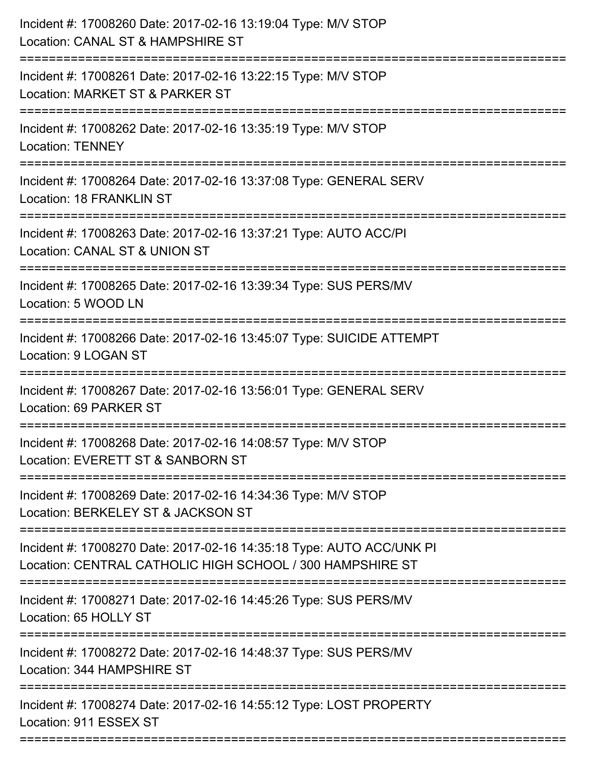Incident #: 17008260 Date: 2017-02-16 13:19:04 Type: M/V STOP
Location: CANAL ST & HAMPSHIRE ST

===========================================================================

Incident #: 17008261 Date: 2017-02-16 13:22:15 Type: M/V STOP
Location: MARKET ST & PARKER ST

===========================================================================

Incident #: 17008262 Date: 2017-02-16 13:35:19 Type: M/V STOP
Location: TENNEY

===========================================================================

Incident #: 17008264 Date: 2017-02-16 13:37:08 Type: GENERAL SERV
Location: 18 FRANKLIN ST

===========================================================================

Incident #: 17008263 Date: 2017-02-16 13:37:21 Type: AUTO ACC/PI
Location: CANAL ST & UNION ST

===========================================================================

Incident #: 17008265 Date: 2017-02-16 13:39:34 Type: SUS PERS/MV
Location: 5 WOOD LN

===========================================================================

Incident #: 17008266 Date: 2017-02-16 13:45:07 Type: SUICIDE ATTEMPT
Location: 9 LOGAN ST

===========================================================================

Incident #: 17008267 Date: 2017-02-16 13:56:01 Type: GENERAL SERV
Location: 69 PARKER ST

===========================================================================

Incident #: 17008268 Date: 2017-02-16 14:08:57 Type: M/V STOP
Location: EVERETT ST & SANBORN ST

===========================================================================

Incident #: 17008269 Date: 2017-02-16 14:34:36 Type: M/V STOP
Location: BERKELEY ST & JACKSON ST

===========================================================================

Incident #: 17008270 Date: 2017-02-16 14:35:18 Type: AUTO ACC/UNK PI
Location: CENTRAL CATHOLIC HIGH SCHOOL / 300 HAMPSHIRE ST

===========================================================================

Incident #: 17008271 Date: 2017-02-16 14:45:26 Type: SUS PERS/MV
Location: 65 HOLLY ST

===========================================================================

Incident #: 17008272 Date: 2017-02-16 14:48:37 Type: SUS PERS/MV
Location: 344 HAMPSHIRE ST

===========================================================================

Incident #: 17008274 Date: 2017-02-16 14:55:12 Type: LOST PROPERTY
Location: 911 ESSEX ST

===========================================================================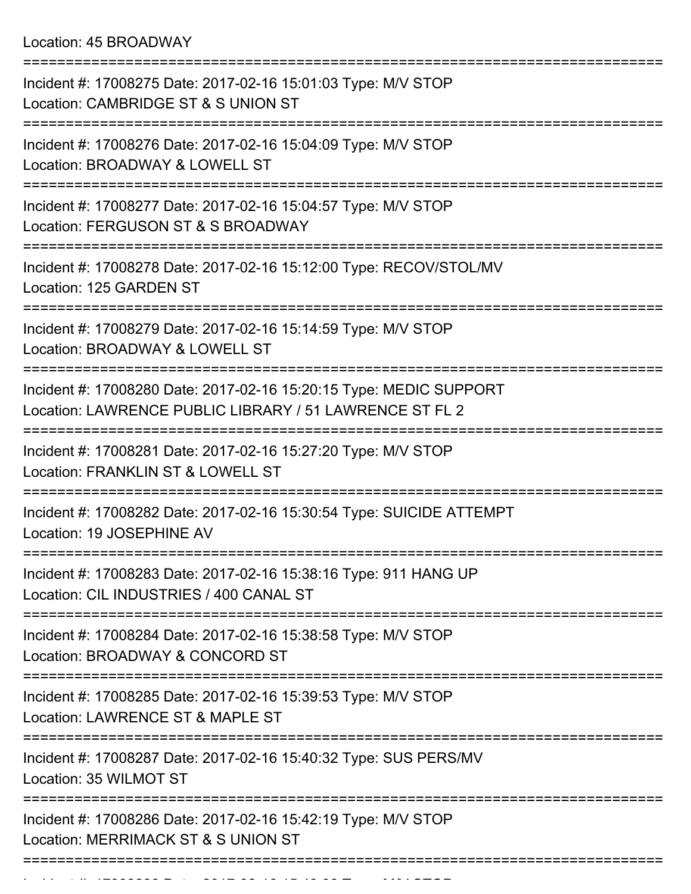Location: 45 BROADWAY

===========================================================================

Incident #: 17008275 Date: 2017-02-16 15:01:03 Type: M/V STOP
Location: CAMBRIDGE ST & S UNION ST

===========================================================================

Incident #: 17008276 Date: 2017-02-16 15:04:09 Type: M/V STOP
Location: BROADWAY & LOWELL ST

===========================================================================

Incident #: 17008277 Date: 2017-02-16 15:04:57 Type: M/V STOP
Location: FERGUSON ST & S BROADWAY

===========================================================================

Incident #: 17008278 Date: 2017-02-16 15:12:00 Type: RECOV/STOL/MV
Location: 125 GARDEN ST

===========================================================================

Incident #: 17008279 Date: 2017-02-16 15:14:59 Type: M/V STOP
Location: BROADWAY & LOWELL ST

===========================================================================

Incident #: 17008280 Date: 2017-02-16 15:20:15 Type: MEDIC SUPPORT
Location: LAWRENCE PUBLIC LIBRARY / 51 LAWRENCE ST FL 2

===========================================================================

Incident #: 17008281 Date: 2017-02-16 15:27:20 Type: M/V STOP
Location: FRANKLIN ST & LOWELL ST

===========================================================================

Incident #: 17008282 Date: 2017-02-16 15:30:54 Type: SUICIDE ATTEMPT
Location: 19 JOSEPHINE AV

===========================================================================

Incident #: 17008283 Date: 2017-02-16 15:38:16 Type: 911 HANG UP
Location: CIL INDUSTRIES / 400 CANAL ST

===========================================================================

Incident #: 17008284 Date: 2017-02-16 15:38:58 Type: M/V STOP
Location: BROADWAY & CONCORD ST

===========================================================================

Incident #: 17008285 Date: 2017-02-16 15:39:53 Type: M/V STOP
Location: LAWRENCE ST & MAPLE ST

===========================================================================

Incident #: 17008287 Date: 2017-02-16 15:40:32 Type: SUS PERS/MV
Location: 35 WILMOT ST

===========================================================================

Incident #: 17008286 Date: 2017-02-16 15:42:19 Type: M/V STOP
Location: MERRIMACK ST & S UNION ST

===========================================================================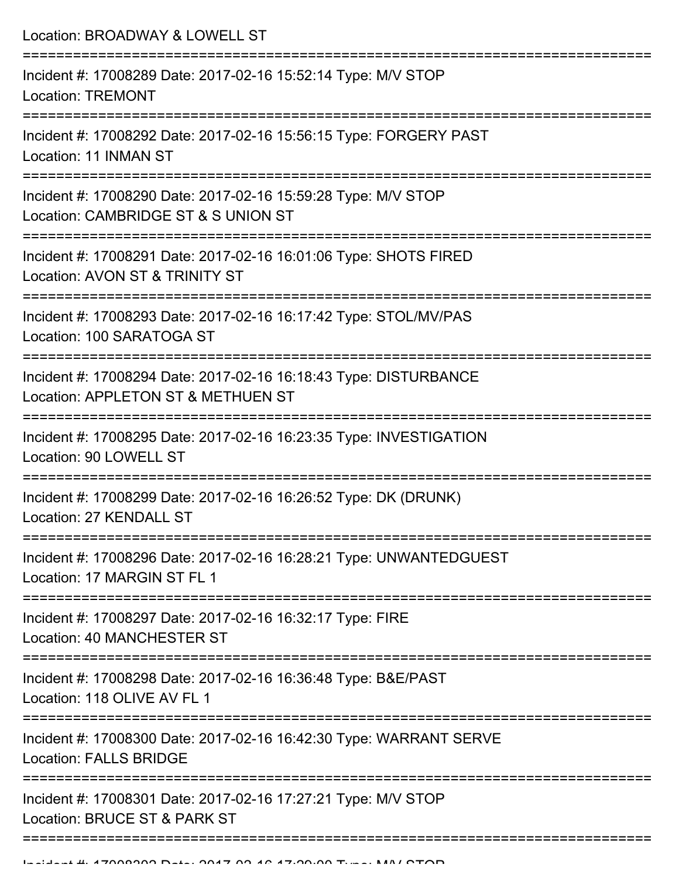Location: BROADWAY & LOWELL ST

===========================================================================

Incident #: 17008289 Date: 2017-02-16 15:52:14 Type: M/V STOP
Location: TREMONT

===========================================================================

Incident #: 17008292 Date: 2017-02-16 15:56:15 Type: FORGERY PAST
Location: 11 INMAN ST

===========================================================================

Incident #: 17008290 Date: 2017-02-16 15:59:28 Type: M/V STOP
Location: CAMBRIDGE ST & S UNION ST

===========================================================================

Incident #: 17008291 Date: 2017-02-16 16:01:06 Type: SHOTS FIRED
Location: AVON ST & TRINITY ST

===========================================================================

Incident #: 17008293 Date: 2017-02-16 16:17:42 Type: STOL/MV/PAS
Location: 100 SARATOGA ST

===========================================================================

Incident #: 17008294 Date: 2017-02-16 16:18:43 Type: DISTURBANCE
Location: APPLETON ST & METHUEN ST

===========================================================================

Incident #: 17008295 Date: 2017-02-16 16:23:35 Type: INVESTIGATION
Location: 90 LOWELL ST

===========================================================================

Incident #: 17008299 Date: 2017-02-16 16:26:52 Type: DK (DRUNK)
Location: 27 KENDALL ST

===========================================================================

Incident #: 17008296 Date: 2017-02-16 16:28:21 Type: UNWANTEDGUEST
Location: 17 MARGIN ST FL 1

===========================================================================

Incident #: 17008297 Date: 2017-02-16 16:32:17 Type: FIRE
Location: 40 MANCHESTER ST

===========================================================================

Incident #: 17008298 Date: 2017-02-16 16:36:48 Type: B&E/PAST
Location: 118 OLIVE AV FL 1

===========================================================================

Incident #: 17008300 Date: 2017-02-16 16:42:30 Type: WARRANT SERVE
Location: FALLS BRIDGE

===========================================================================

Incident #: 17008301 Date: 2017-02-16 17:27:21 Type: M/V STOP
Location: BRUCE ST & PARK ST

===========================================================================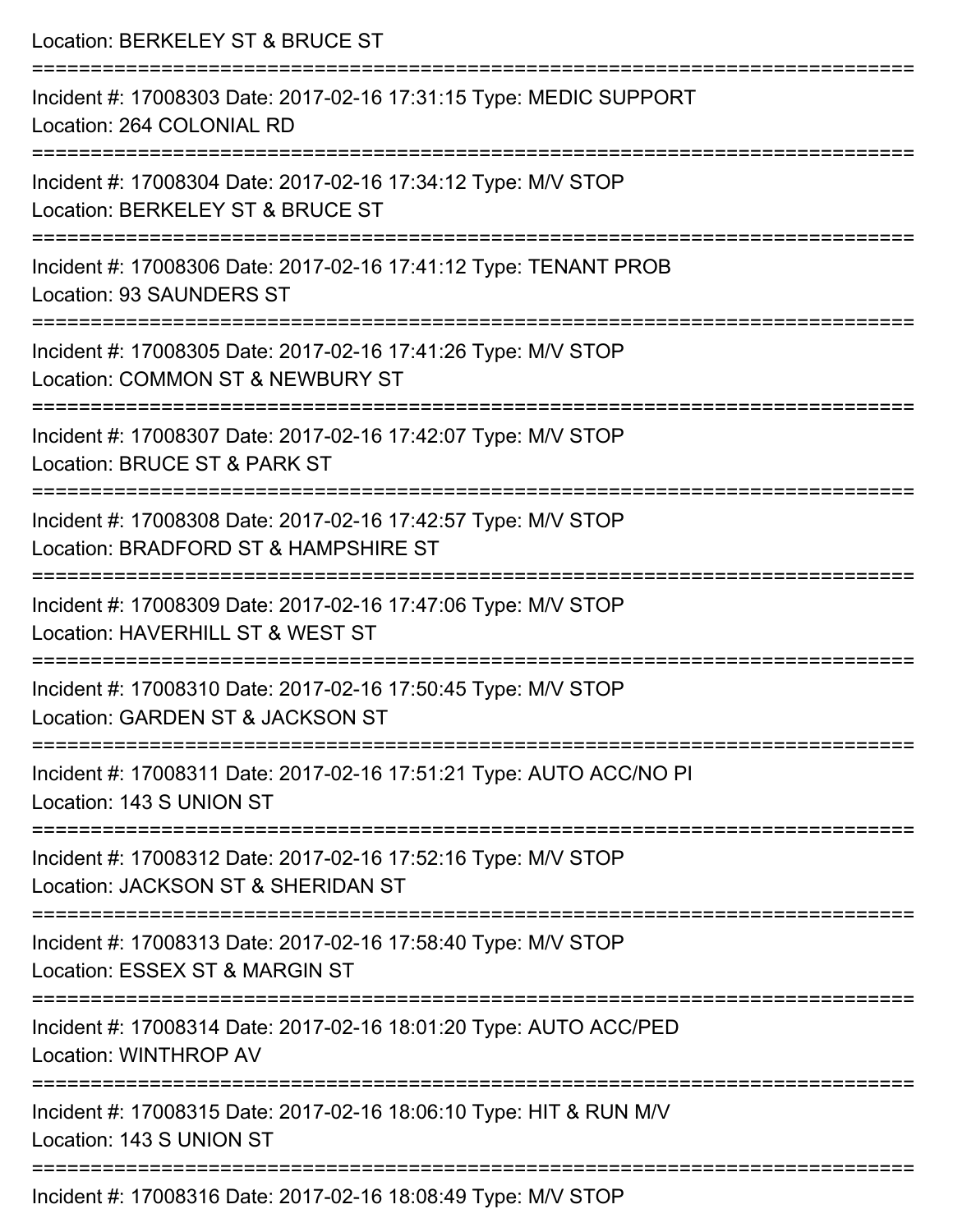Location: BERKELEY ST & BRUCE ST

===========================================================================

Incident #: 17008303 Date: 2017-02-16 17:31:15 Type: MEDIC SUPPORT
Location: 264 COLONIAL RD

===========================================================================

Incident #: 17008304 Date: 2017-02-16 17:34:12 Type: M/V STOP
Location: BERKELEY ST & BRUCE ST

===========================================================================

Incident #: 17008306 Date: 2017-02-16 17:41:12 Type: TENANT PROB
Location: 93 SAUNDERS ST

===========================================================================

Incident #: 17008305 Date: 2017-02-16 17:41:26 Type: M/V STOP
Location: COMMON ST & NEWBURY ST

===========================================================================

Incident #: 17008307 Date: 2017-02-16 17:42:07 Type: M/V STOP
Location: BRUCE ST & PARK ST

===========================================================================

Incident #: 17008308 Date: 2017-02-16 17:42:57 Type: M/V STOP
Location: BRADFORD ST & HAMPSHIRE ST

===========================================================================

Incident #: 17008309 Date: 2017-02-16 17:47:06 Type: M/V STOP
Location: HAVERHILL ST & WEST ST

===========================================================================

Incident #: 17008310 Date: 2017-02-16 17:50:45 Type: M/V STOP
Location: GARDEN ST & JACKSON ST

===========================================================================

Incident #: 17008311 Date: 2017-02-16 17:51:21 Type: AUTO ACC/NO PI
Location: 143 S UNION ST

===========================================================================

Incident #: 17008312 Date: 2017-02-16 17:52:16 Type: M/V STOP
Location: JACKSON ST & SHERIDAN ST

===========================================================================

Incident #: 17008313 Date: 2017-02-16 17:58:40 Type: M/V STOP
Location: ESSEX ST & MARGIN ST

===========================================================================

Incident #: 17008314 Date: 2017-02-16 18:01:20 Type: AUTO ACC/PED
Location: WINTHROP AV

===========================================================================

Incident #: 17008315 Date: 2017-02-16 18:06:10 Type: HIT & RUN M/V
Location: 143 S UNION ST

===========================================================================

Incident #: 17008316 Date: 2017-02-16 18:08:49 Type: M/V STOP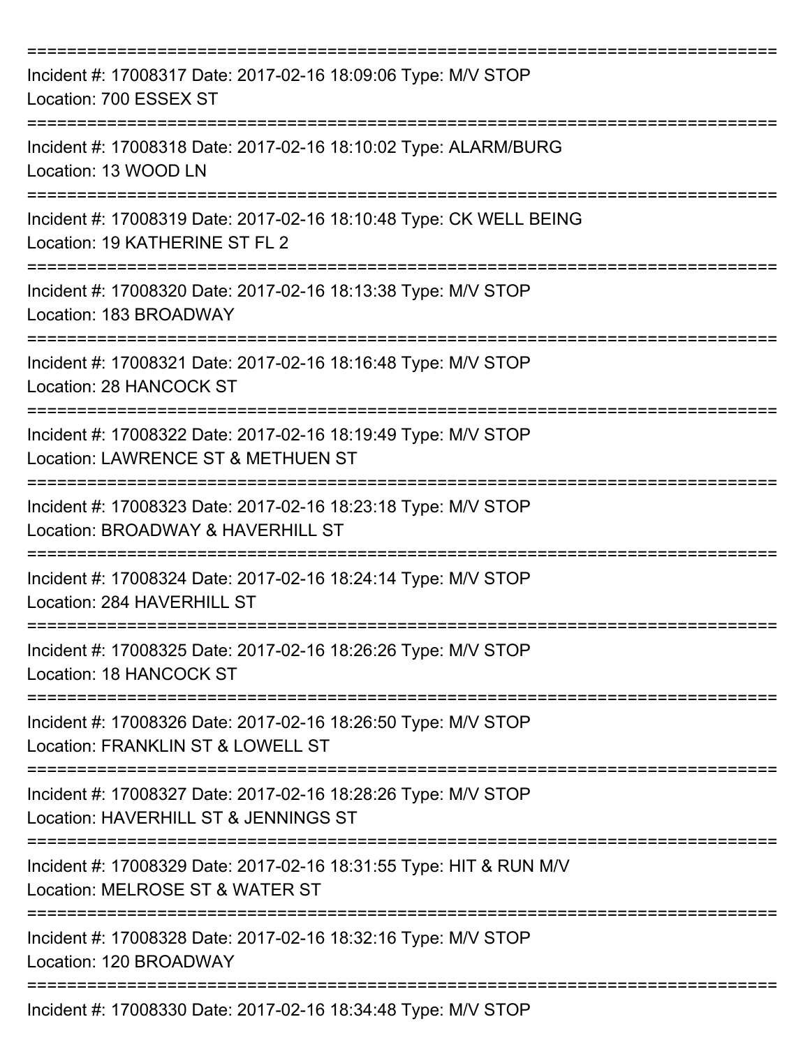===========================================================================

Incident #: 17008317 Date: 2017-02-16 18:09:06 Type: M/V STOP
Location: 700 ESSEX ST

===========================================================================

Incident #: 17008318 Date: 2017-02-16 18:10:02 Type: ALARM/BURG
Location: 13 WOOD LN

===========================================================================

Incident #: 17008319 Date: 2017-02-16 18:10:48 Type: CK WELL BEING
Location: 19 KATHERINE ST FL 2

===========================================================================

Incident #: 17008320 Date: 2017-02-16 18:13:38 Type: M/V STOP
Location: 183 BROADWAY

===========================================================================

Incident #: 17008321 Date: 2017-02-16 18:16:48 Type: M/V STOP
Location: 28 HANCOCK ST

===========================================================================

Incident #: 17008322 Date: 2017-02-16 18:19:49 Type: M/V STOP
Location: LAWRENCE ST & METHUEN ST

===========================================================================

Incident #: 17008323 Date: 2017-02-16 18:23:18 Type: M/V STOP
Location: BROADWAY & HAVERHILL ST

===========================================================================

Incident #: 17008324 Date: 2017-02-16 18:24:14 Type: M/V STOP
Location: 284 HAVERHILL ST

===========================================================================

Incident #: 17008325 Date: 2017-02-16 18:26:26 Type: M/V STOP
Location: 18 HANCOCK ST

===========================================================================

Incident #: 17008326 Date: 2017-02-16 18:26:50 Type: M/V STOP
Location: FRANKLIN ST & LOWELL ST

===========================================================================

Incident #: 17008327 Date: 2017-02-16 18:28:26 Type: M/V STOP
Location: HAVERHILL ST & JENNINGS ST

===========================================================================

Incident #: 17008329 Date: 2017-02-16 18:31:55 Type: HIT & RUN M/V
Location: MELROSE ST & WATER ST

===========================================================================

Incident #: 17008328 Date: 2017-02-16 18:32:16 Type: M/V STOP
Location: 120 BROADWAY

===========================================================================

Incident #: 17008330 Date: 2017-02-16 18:34:48 Type: M/V STOP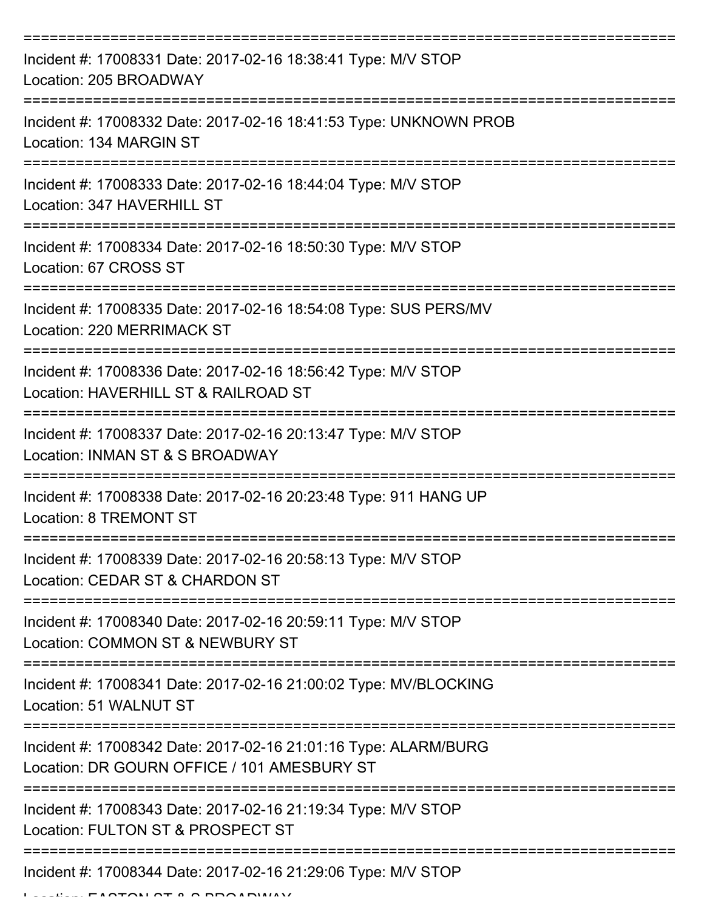===========================================================================

Incident #: 17008331 Date: 2017-02-16 18:38:41 Type: M/V STOP

Location: 205 BROADWAY

===========================================================================

Incident #: 17008332 Date: 2017-02-16 18:41:53 Type: UNKNOWN PROB

Location: 134 MARGIN ST

===========================================================================

Incident #: 17008333 Date: 2017-02-16 18:44:04 Type: M/V STOP

Location: 347 HAVERHILL ST

===========================================================================

Incident #: 17008334 Date: 2017-02-16 18:50:30 Type: M/V STOP

Location: 67 CROSS ST

===========================================================================

Incident #: 17008335 Date: 2017-02-16 18:54:08 Type: SUS PERS/MV

Location: 220 MERRIMACK ST

===========================================================================

Incident #: 17008336 Date: 2017-02-16 18:56:42 Type: M/V STOP

Location: HAVERHILL ST & RAILROAD ST

===========================================================================

Incident #: 17008337 Date: 2017-02-16 20:13:47 Type: M/V STOP

Location: INMAN ST & S BROADWAY

===========================================================================

Incident #: 17008338 Date: 2017-02-16 20:23:48 Type: 911 HANG UP

Location: 8 TREMONT ST

===========================================================================

Incident #: 17008339 Date: 2017-02-16 20:58:13 Type: M/V STOP

Location: CEDAR ST & CHARDON ST

===========================================================================

Incident #: 17008340 Date: 2017-02-16 20:59:11 Type: M/V STOP

Location: COMMON ST & NEWBURY ST

===========================================================================

Incident #: 17008341 Date: 2017-02-16 21:00:02 Type: MV/BLOCKING

Location: 51 WALNUT ST

===========================================================================

Incident #: 17008342 Date: 2017-02-16 21:01:16 Type: ALARM/BURG

Location: DR GOURN OFFICE / 101 AMESBURY ST

===========================================================================

Incident #: 17008343 Date: 2017-02-16 21:19:34 Type: M/V STOP

Location: FULTON ST & PROSPECT ST

===========================================================================

Incident #: 17008344 Date: 2017-02-16 21:29:06 Type: M/V STOP

Location: EASTON ST & S BROADWAY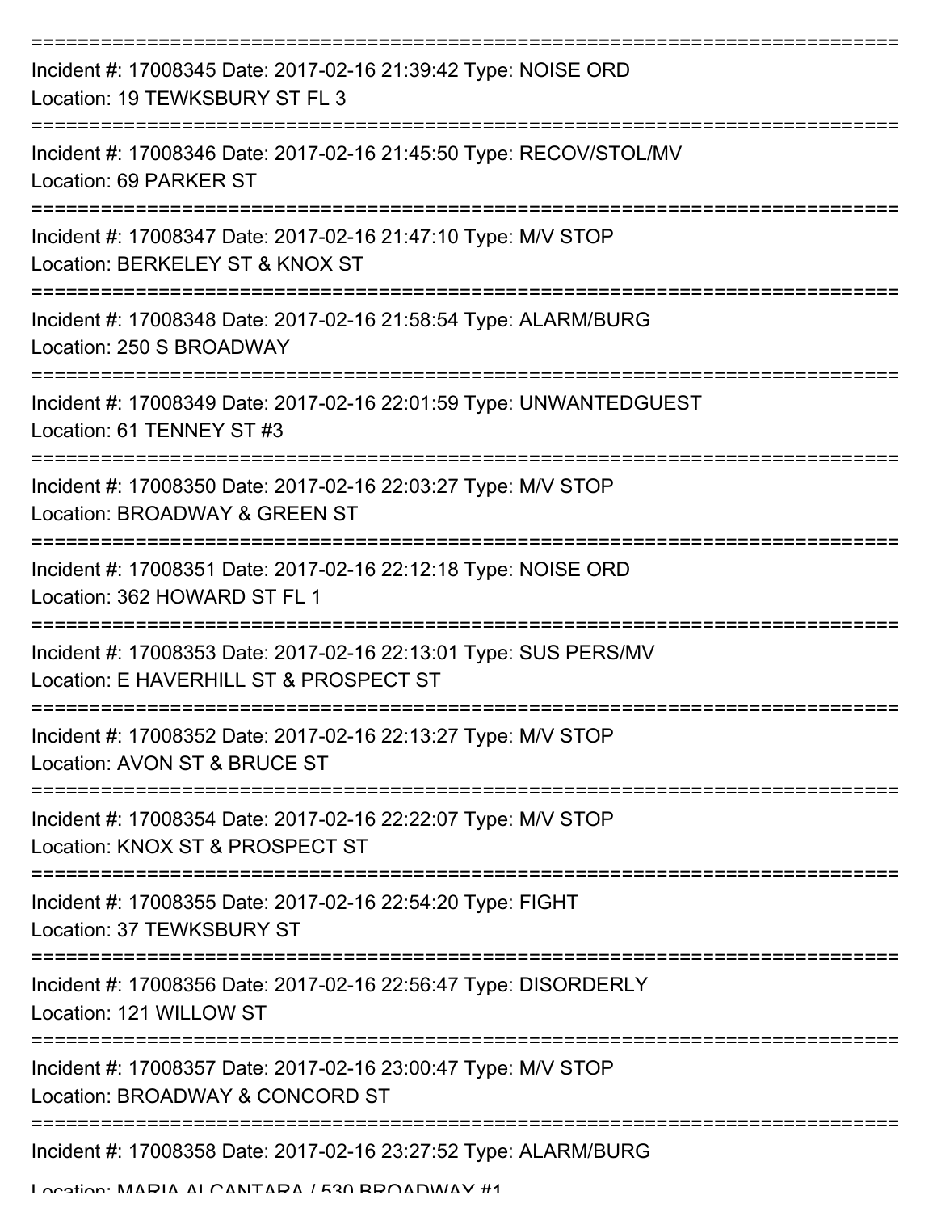===========================================================================

Incident #: 17008345 Date: 2017-02-16 21:39:42 Type: NOISE ORD

Location: 19 TEWKSBURY ST FL 3

===========================================================================

Incident #: 17008346 Date: 2017-02-16 21:45:50 Type: RECOV/STOL/MV

Location: 69 PARKER ST

===========================================================================

Incident #: 17008347 Date: 2017-02-16 21:47:10 Type: M/V STOP

Location: BERKELEY ST & KNOX ST

===========================================================================

Incident #: 17008348 Date: 2017-02-16 21:58:54 Type: ALARM/BURG

Location: 250 S BROADWAY

===========================================================================

Incident #: 17008349 Date: 2017-02-16 22:01:59 Type: UNWANTEDGUEST

Location: 61 TENNEY ST #3

===========================================================================

Incident #: 17008350 Date: 2017-02-16 22:03:27 Type: M/V STOP

Location: BROADWAY & GREEN ST

===========================================================================

Incident #: 17008351 Date: 2017-02-16 22:12:18 Type: NOISE ORD

Location: 362 HOWARD ST FL 1

===========================================================================

Incident #: 17008353 Date: 2017-02-16 22:13:01 Type: SUS PERS/MV

Location: E HAVERHILL ST & PROSPECT ST

===========================================================================

Incident #: 17008352 Date: 2017-02-16 22:13:27 Type: M/V STOP

Location: AVON ST & BRUCE ST

===========================================================================

Incident #: 17008354 Date: 2017-02-16 22:22:07 Type: M/V STOP

Location: KNOX ST & PROSPECT ST

===========================================================================

Incident #: 17008355 Date: 2017-02-16 22:54:20 Type: FIGHT

Location: 37 TEWKSBURY ST

===========================================================================

Incident #: 17008356 Date: 2017-02-16 22:56:47 Type: DISORDERLY

Location: 121 WILLOW ST

===========================================================================

Incident #: 17008357 Date: 2017-02-16 23:00:47 Type: M/V STOP

Location: BROADWAY & CONCORD ST

===========================================================================

Incident #: 17008358 Date: 2017-02-16 23:27:52 Type: ALARM/BURG

Location: MARIA ALCANTARA / 530 BROADWAY #1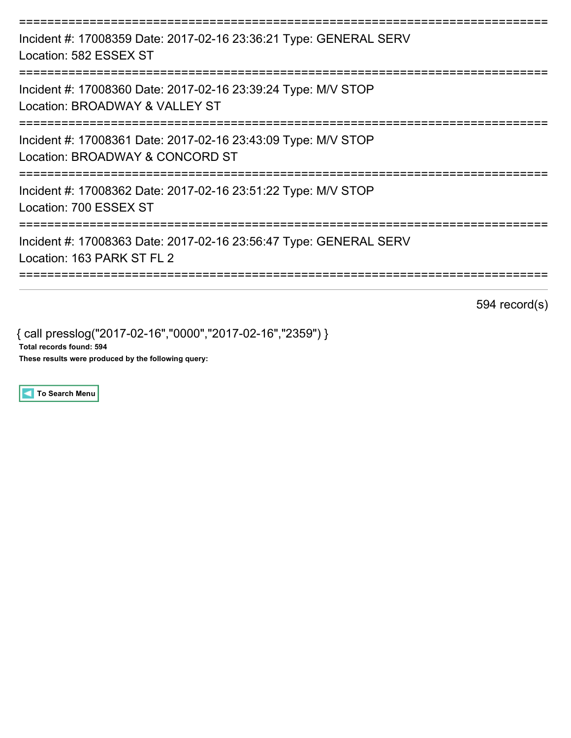===========================================================================

Incident #: 17008359 Date: 2017-02-16 23:36:21 Type: GENERAL SERV

Location: 582 ESSEX ST

===========================================================================

Incident #: 17008360 Date: 2017-02-16 23:39:24 Type: M/V STOP

Location: BROADWAY & VALLEY ST

===========================================================================

Incident #: 17008361 Date: 2017-02-16 23:43:09 Type: M/V STOP

Location: BROADWAY & CONCORD ST

===========================================================================

Incident #: 17008362 Date: 2017-02-16 23:51:22 Type: M/V STOP

Location: 700 ESSEX ST

===========================================================================

Incident #: 17008363 Date: 2017-02-16 23:56:47 Type: GENERAL SERV

Location: 163 PARK ST FL 2

===========================================================================

594 record(s)

{ call presslog("2017-02-16","0000","2017-02-16","2359") }

**Total records found: 594**

**These results were produced by the following query:**

**To Search Menu**